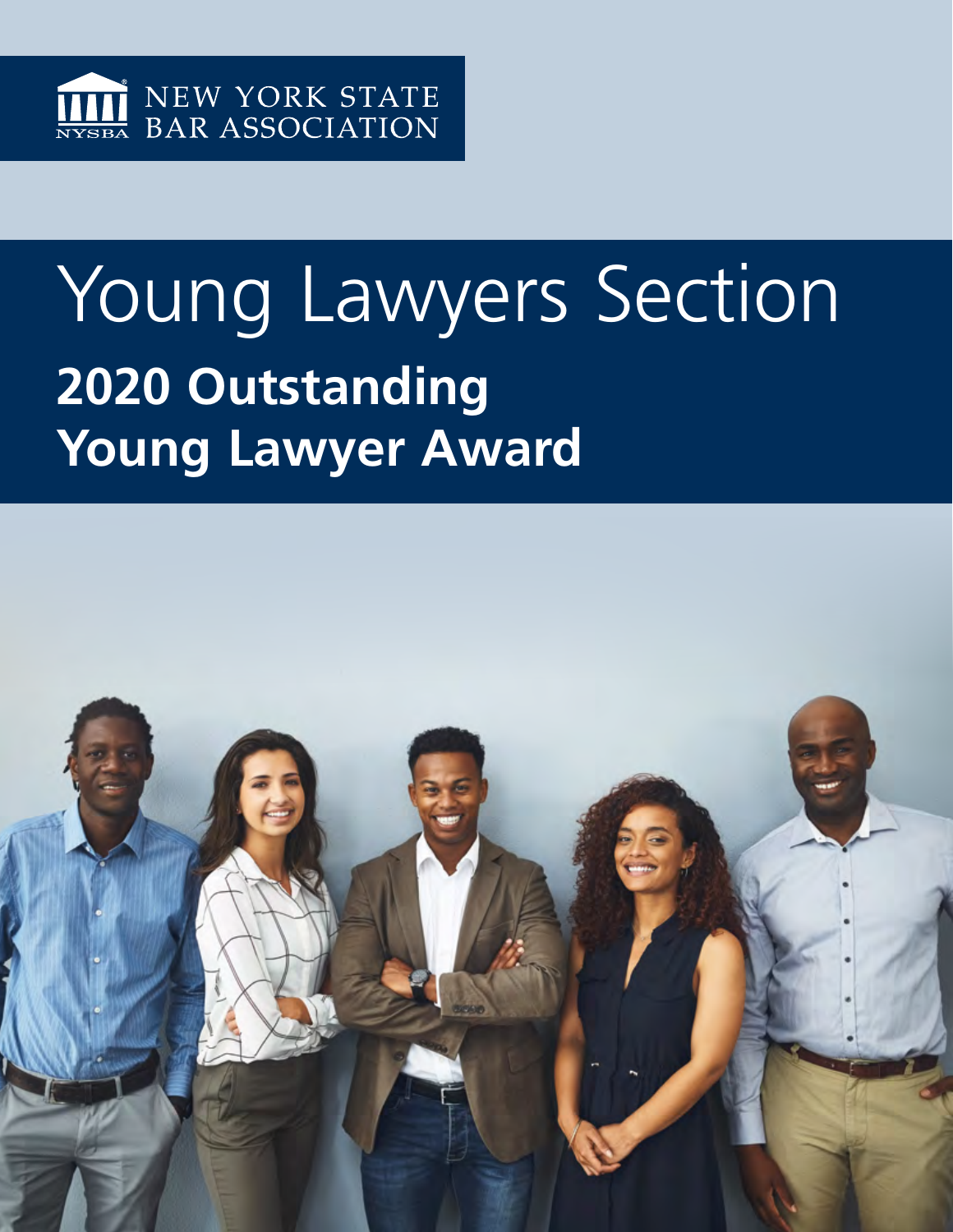NEW YORK STATE BAR ASSOCIATION

# Young Lawyers Section

## 2020 Outstanding Young Lawyer Award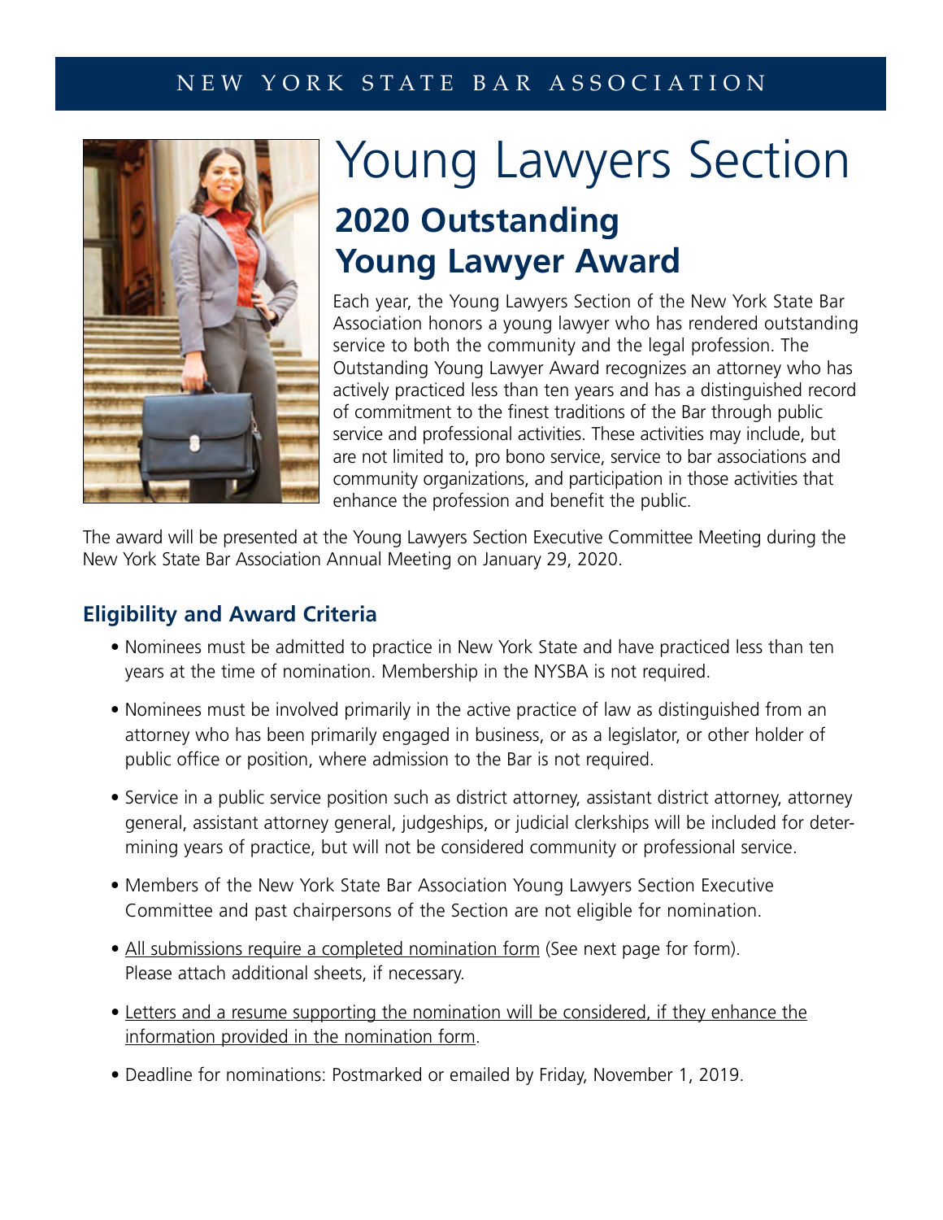NEW YORK STATE BAR ASSOCIATION

# Young Lawyers Section

## 2020 Outstanding Young Lawyer Award

Each year, the Young Lawyers Section of the New York State Bar Association honors a young lawyer who has rendered outstanding service to both the community and the legal profession. The Outstanding Young Lawyer Award recognizes an attorney who has actively practiced less than ten years and has a distinguished record of commitment to the finest traditions of the Bar through public service and professional activities. These activities may include, but are not limited to, pro bono service, service to bar associations and community organizations, and participation in those activities that enhance the profession and benefit the public.

The award will be presented at the Young Lawyers Section Executive Committee Meeting during the New York State Bar Association Annual Meeting on January 29, 2020.

### Eligibility and Award Criteria

- Nominees must be admitted to practice in New York State and have practiced less than ten years at the time of nomination. Membership in the NYSBA is not required.
- Nominees must be involved primarily in the active practice of law as distinguished from an attorney who has been primarily engaged in business, or as a legislator, or other holder of public office or position, where admission to the Bar is not required.
- Service in a public service position such as district attorney, assistant district attorney, attorney general, assistant attorney general, judgeships, or judicial clerkships will be included for determining years of practice, but will not be considered community or professional service.
- Members of the New York State Bar Association Young Lawyers Section Executive Committee and past chairpersons of the Section are not eligible for nomination.
- All submissions require a completed nomination form (See next page for form). Please attach additional sheets, if necessary.
- Letters and a resume supporting the nomination will be considered, if they enhance the information provided in the nomination form.
- Deadline for nominations: Postmarked or emailed by Friday, November 1, 2019.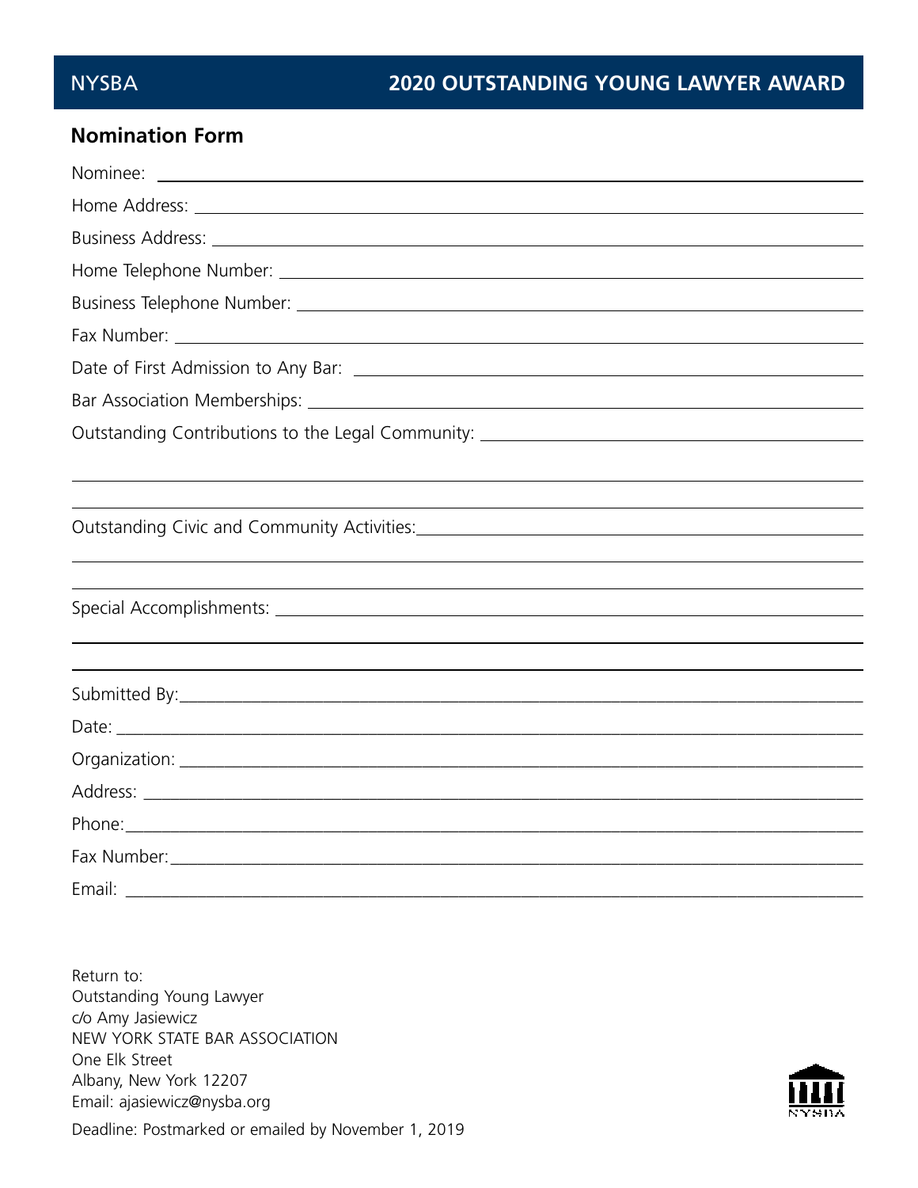NYSBA

# 2020 OUTSTANDING YOUNG LAWYER AWARD

## Nomination Form

Nominee: \_\_\_\_\_\_\_\_\_\_\_\_\_\_\_\_\_\_\_\_\_\_\_\_\_\_\_\_\_\_\_\_\_\_\_\_\_\_\_\_

Home Address: \_\_\_\_\_\_\_\_\_\_\_\_\_\_\_\_\_\_\_\_\_\_\_\_\_\_\_\_\_\_\_\_\_\_\_\_\_\_\_\_

Business Address: \_\_\_\_\_\_\_\_\_\_\_\_\_\_\_\_\_\_\_\_\_\_\_\_\_\_\_\_\_\_\_\_\_\_\_\_\_\_\_\_

Home Telephone Number: \_\_\_\_\_\_\_\_\_\_\_\_\_\_\_\_\_\_\_\_\_\_\_\_\_\_\_\_\_\_\_\_\_\_\_\_\_\_\_\_

Business Telephone Number: \_\_\_\_\_\_\_\_\_\_\_\_\_\_\_\_\_\_\_\_\_\_\_\_\_\_\_\_\_\_\_\_\_\_\_\_\_\_\_\_

Fax Number: \_\_\_\_\_\_\_\_\_\_\_\_\_\_\_\_\_\_\_\_\_\_\_\_\_\_\_\_\_\_\_\_\_\_\_\_\_\_\_\_

Date of First Admission to Any Bar: \_\_\_\_\_\_\_\_\_\_\_\_\_\_\_\_\_\_\_\_\_\_\_\_\_\_\_\_\_\_\_\_\_\_\_\_\_\_\_\_

Bar Association Memberships: \_\_\_\_\_\_\_\_\_\_\_\_\_\_\_\_\_\_\_\_\_\_\_\_\_\_\_\_\_\_\_\_\_\_\_\_\_\_\_\_

Outstanding Contributions to the Legal Community: \_\_\_\_\_\_\_\_\_\_\_\_\_\_\_\_\_\_\_\_\_\_\_\_\_\_\_\_\_\_\_\_\_\_\_\_\_\_\_\_

\_\_\_\_\_\_\_\_\_\_\_\_\_\_\_\_\_\_\_\_\_\_\_\_\_\_\_\_\_\_\_\_\_\_\_\_\_\_\_\_

\_\_\_\_\_\_\_\_\_\_\_\_\_\_\_\_\_\_\_\_\_\_\_\_\_\_\_\_\_\_\_\_\_\_\_\_\_\_\_\_

Outstanding Civic and Community Activities: \_\_\_\_\_\_\_\_\_\_\_\_\_\_\_\_\_\_\_\_\_\_\_\_\_\_\_\_\_\_\_\_\_\_\_\_\_\_\_\_

\_\_\_\_\_\_\_\_\_\_\_\_\_\_\_\_\_\_\_\_\_\_\_\_\_\_\_\_\_\_\_\_\_\_\_\_\_\_\_\_

\_\_\_\_\_\_\_\_\_\_\_\_\_\_\_\_\_\_\_\_\_\_\_\_\_\_\_\_\_\_\_\_\_\_\_\_\_\_\_\_

Special Accomplishments: \_\_\_\_\_\_\_\_\_\_\_\_\_\_\_\_\_\_\_\_\_\_\_\_\_\_\_\_\_\_\_\_\_\_\_\_\_\_\_\_

\_\_\_\_\_\_\_\_\_\_\_\_\_\_\_\_\_\_\_\_\_\_\_\_\_\_\_\_\_\_\_\_\_\_\_\_\_\_\_\_

\_\_\_\_\_\_\_\_\_\_\_\_\_\_\_\_\_\_\_\_\_\_\_\_\_\_\_\_\_\_\_\_\_\_\_\_\_\_\_\_

Submitted By: \_\_\_\_\_\_\_\_\_\_\_\_\_\_\_\_\_\_\_\_\_\_\_\_\_\_\_\_\_\_\_\_\_\_\_\_\_\_\_\_

Date: \_\_\_\_\_\_\_\_\_\_\_\_\_\_\_\_\_\_\_\_\_\_\_\_\_\_\_\_\_\_\_\_\_\_\_\_\_\_\_\_

Organization: \_\_\_\_\_\_\_\_\_\_\_\_\_\_\_\_\_\_\_\_\_\_\_\_\_\_\_\_\_\_\_\_\_\_\_\_\_\_\_\_

Address: \_\_\_\_\_\_\_\_\_\_\_\_\_\_\_\_\_\_\_\_\_\_\_\_\_\_\_\_\_\_\_\_\_\_\_\_\_\_\_\_

Phone: \_\_\_\_\_\_\_\_\_\_\_\_\_\_\_\_\_\_\_\_\_\_\_\_\_\_\_\_\_\_\_\_\_\_\_\_\_\_\_\_

Fax Number: \_\_\_\_\_\_\_\_\_\_\_\_\_\_\_\_\_\_\_\_\_\_\_\_\_\_\_\_\_\_\_\_\_\_\_\_\_\_\_\_

Email: \_\_\_\_\_\_\_\_\_\_\_\_\_\_\_\_\_\_\_\_\_\_\_\_\_\_\_\_\_\_\_\_\_\_\_\_\_\_\_\_

Return to:
Outstanding Young Lawyer
c/o Amy Jasiewicz
NEW YORK STATE BAR ASSOCIATION
One Elk Street
Albany, New York 12207
Email: ajasiewicz@nysba.org

Deadline: Postmarked or emailed by November 1, 2019

NYSBA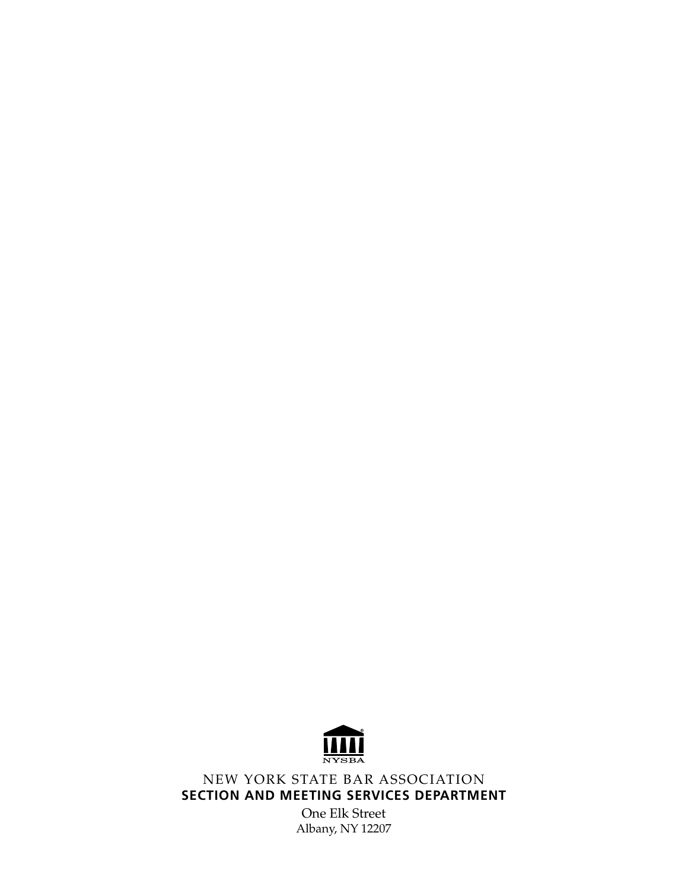NYSBA

NEW YORK STATE BAR ASSOCIATION

**SECTION AND MEETING SERVICES DEPARTMENT**

One Elk Street

Albany, NY 12207